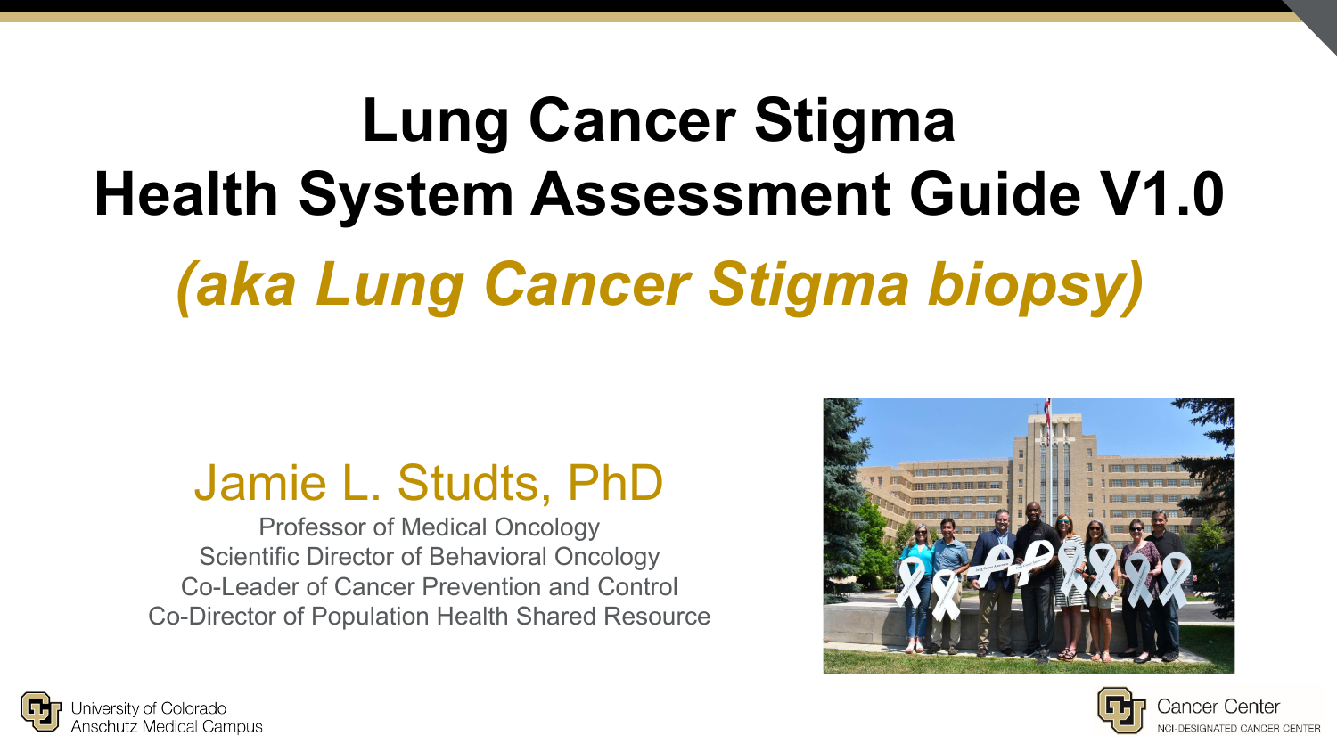# Lung Cancer Stigma Health System Assessment Guide V1.0

## *(aka Lung Cancer Stigma biopsy)*

### Jamie L. Studts, PhD

Professor of Medical Oncology
Scientific Director of Behavioral Oncology
Co-Leader of Cancer Prevention and Control
Co-Director of Population Health Shared Resource

University of Colorado Anschutz Medical Campus

Cancer Center
NCI-DESIGNATED CANCER CENTER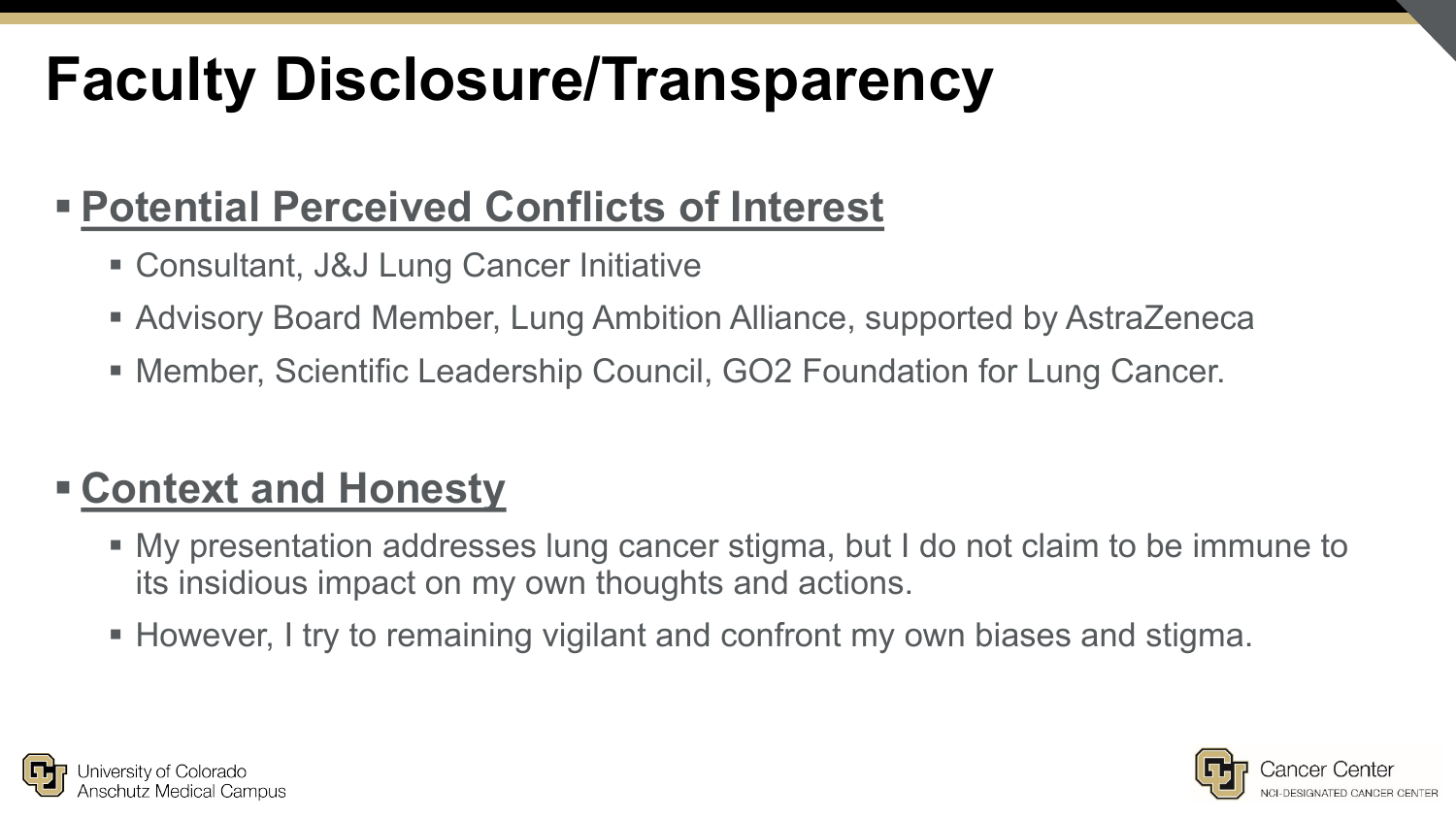# Faculty Disclosure/Transparency

- **Potential Perceived Conflicts of Interest**
  - Consultant, J&J Lung Cancer Initiative
  - Advisory Board Member, Lung Ambition Alliance, supported by AstraZeneca
  - Member, Scientific Leadership Council, GO2 Foundation for Lung Cancer.

- **Context and Honesty**
  - My presentation addresses lung cancer stigma, but I do not claim to be immune to its insidious impact on my own thoughts and actions.
  - However, I try to remaining vigilant and confront my own biases and stigma.

University of Colorado Anschutz Medical Campus

Cancer Center NCI-DESIGNATED CANCER CENTER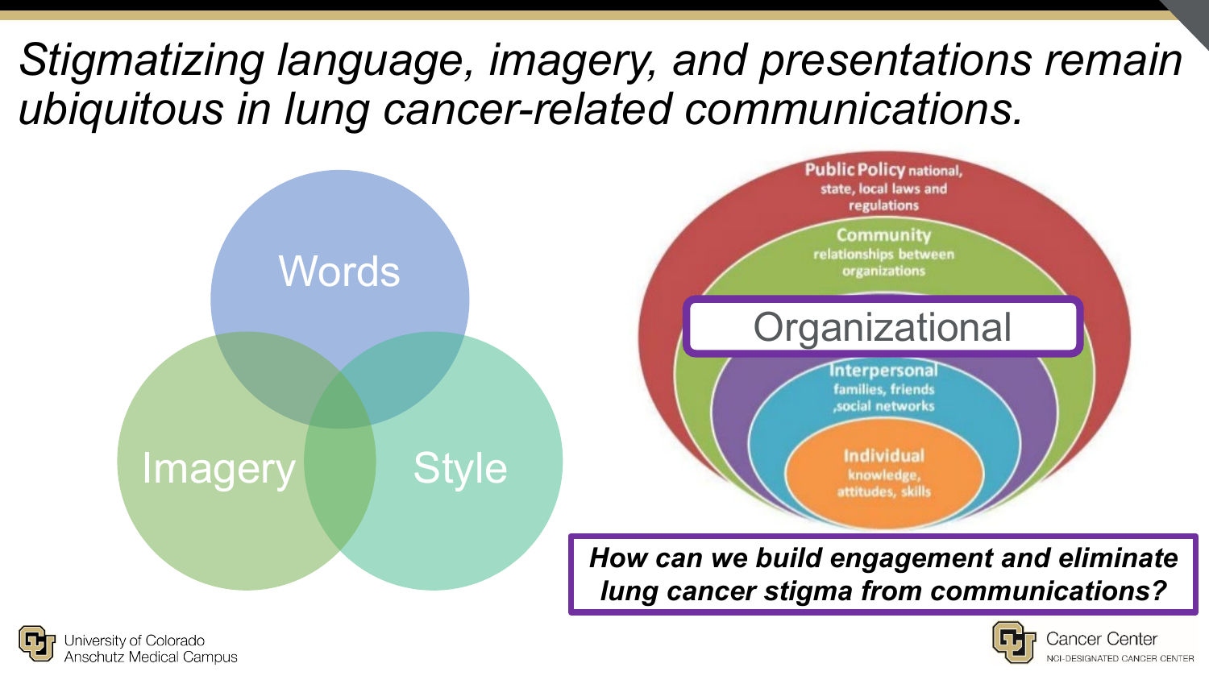# *Stigmatizing language, imagery, and presentations remain ubiquitous in lung cancer-related communications.*

Words

Imagery

Style

**Public Policy** national, state, local laws and regulations

**Community** relationships between organizations

Organizational

**Interpersonal** families, friends ,social networks

**Individual** knowledge, attitudes, skills

***How can we build engagement and eliminate lung cancer stigma from communications?***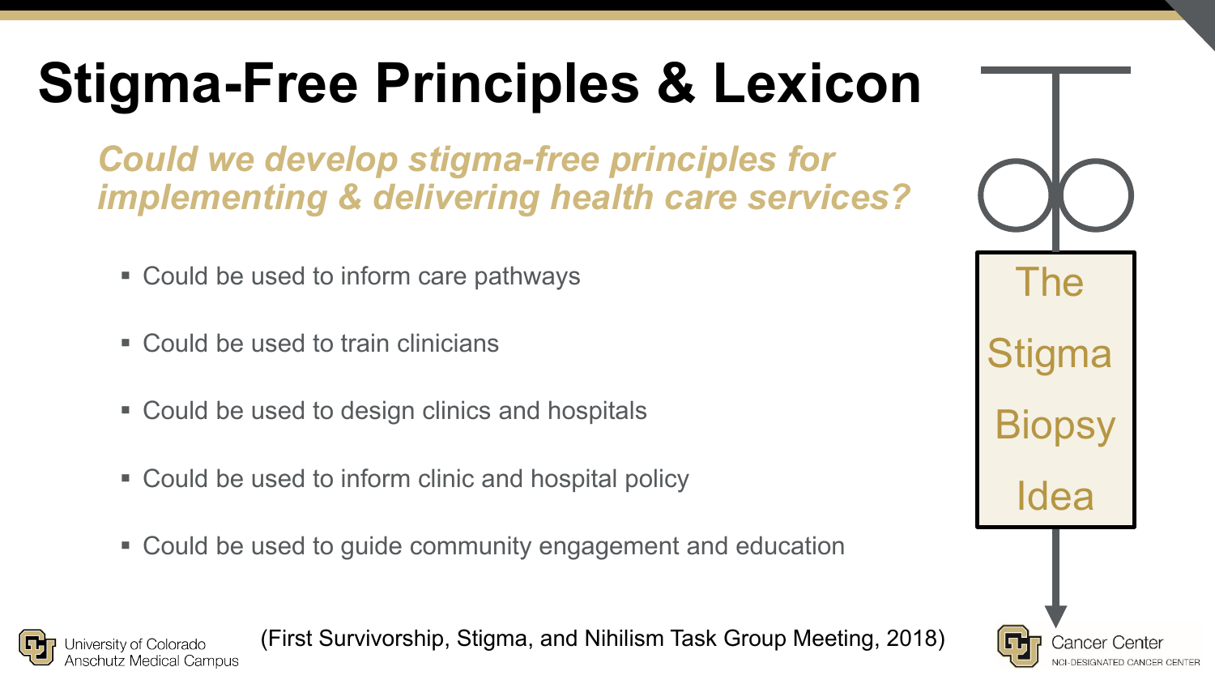# Stigma-Free Principles & Lexicon

***Could we develop stigma-free principles for implementing & delivering health care services?***

- Could be used to inform care pathways
- Could be used to train clinicians
- Could be used to design clinics and hospitals
- Could be used to inform clinic and hospital policy
- Could be used to guide community engagement and education

The Stigma Biopsy Idea

(First Survivorship, Stigma, and Nihilism Task Group Meeting, 2018)

University of Colorado Anschutz Medical Campus

Cancer Center
NCI-DESIGNATED CANCER CENTER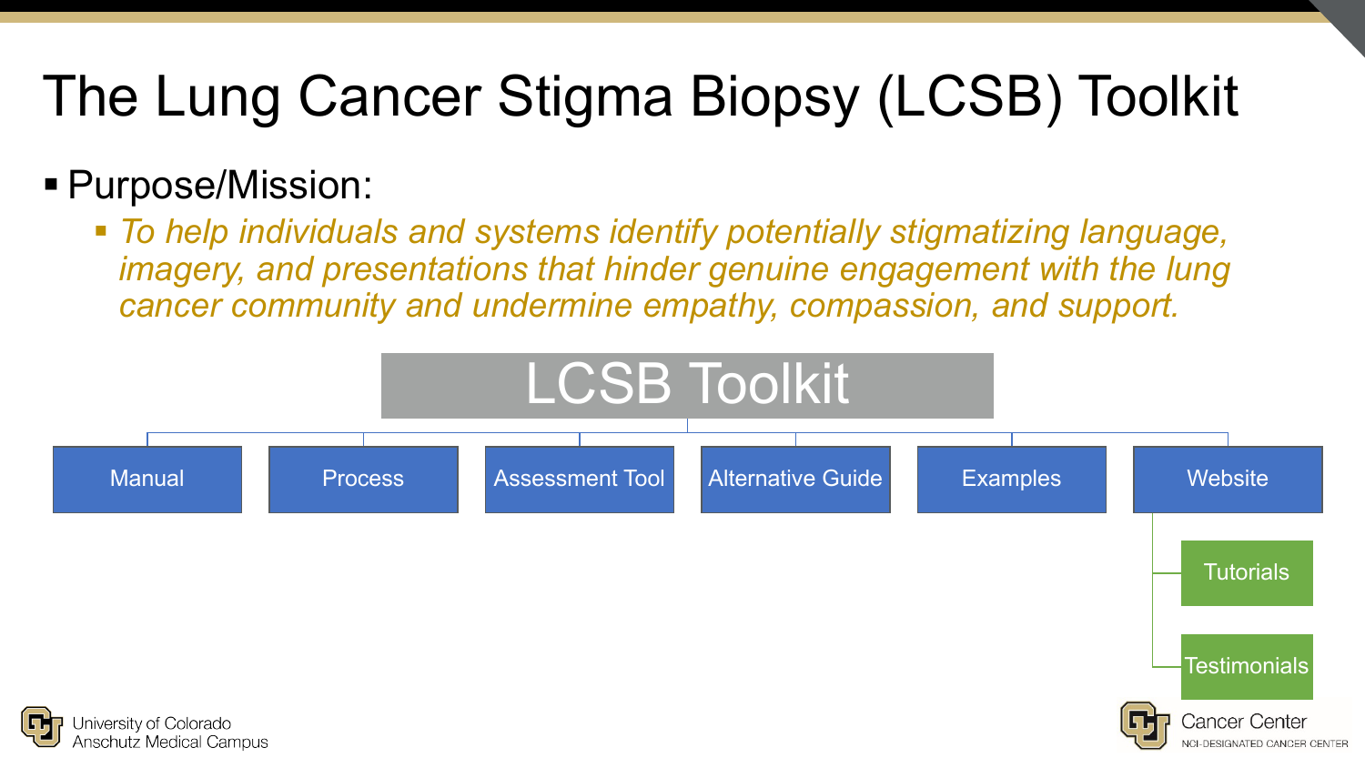# The Lung Cancer Stigma Biopsy (LCSB) Toolkit

- Purpose/Mission:
  - *To help individuals and systems identify potentially stigmatizing language, imagery, and presentations that hinder genuine engagement with the lung cancer community and undermine empathy, compassion, and support.*

**LCSB Toolkit**

- Manual
- Process
- Assessment Tool
- Alternative Guide
- Examples
- Website
  - Tutorials
  - Testimonials

University of Colorado
Anschutz Medical Campus

Cancer Center
NCI-DESIGNATED CANCER CENTER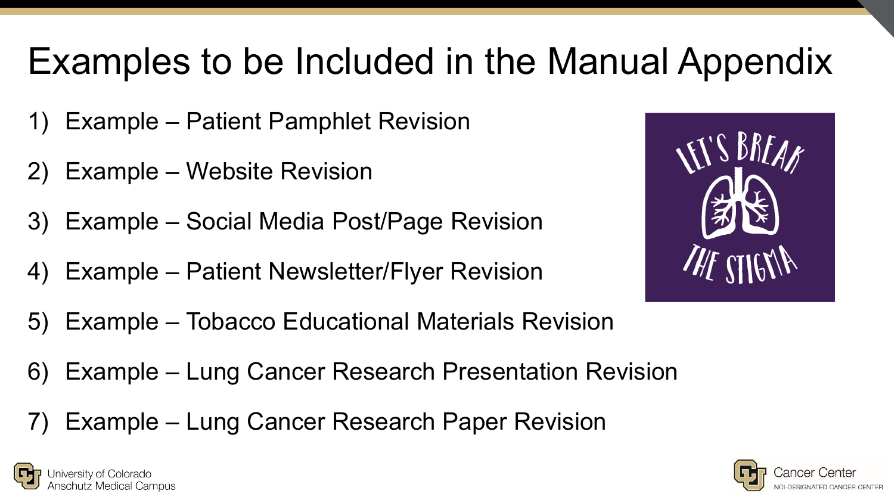# Examples to be Included in the Manual Appendix

1) Example – Patient Pamphlet Revision
2) Example – Website Revision
3) Example – Social Media Post/Page Revision
4) Example – Patient Newsletter/Flyer Revision
5) Example – Tobacco Educational Materials Revision
6) Example – Lung Cancer Research Presentation Revision
7) Example – Lung Cancer Research Paper Revision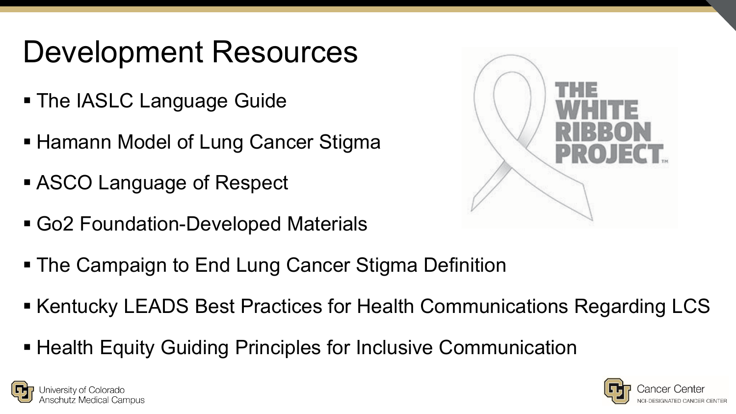# Development Resources

- The IASLC Language Guide
- Hamann Model of Lung Cancer Stigma
- ASCO Language of Respect
- Go2 Foundation-Developed Materials
- The Campaign to End Lung Cancer Stigma Definition
- Kentucky LEADS Best Practices for Health Communications Regarding LCS
- Health Equity Guiding Principles for Inclusive Communication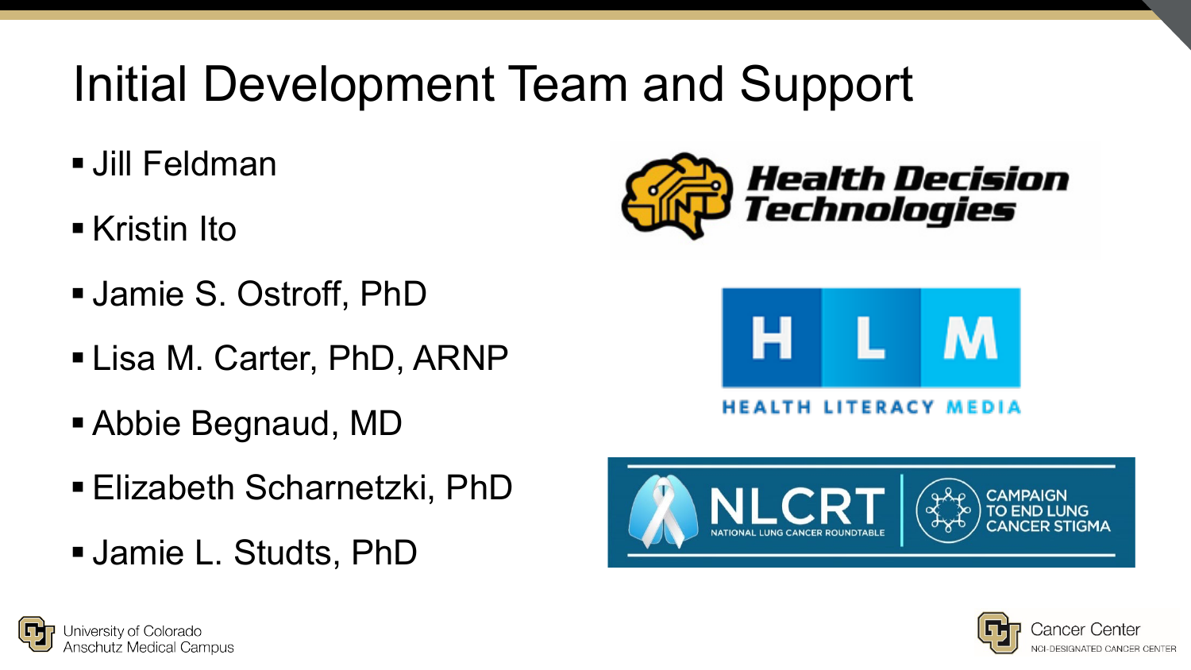# Initial Development Team and Support

- Jill Feldman
- Kristin Ito
- Jamie S. Ostroff, PhD
- Lisa M. Carter, PhD, ARNP
- Abbie Begnaud, MD
- Elizabeth Scharnetzki, PhD
- Jamie L. Studts, PhD

Health Decision Technologies

HLM HEALTH LITERACY MEDIA

NLCRT NATIONAL LUNG CANCER ROUNDTABLE | CAMPAIGN TO END LUNG CANCER STIGMA